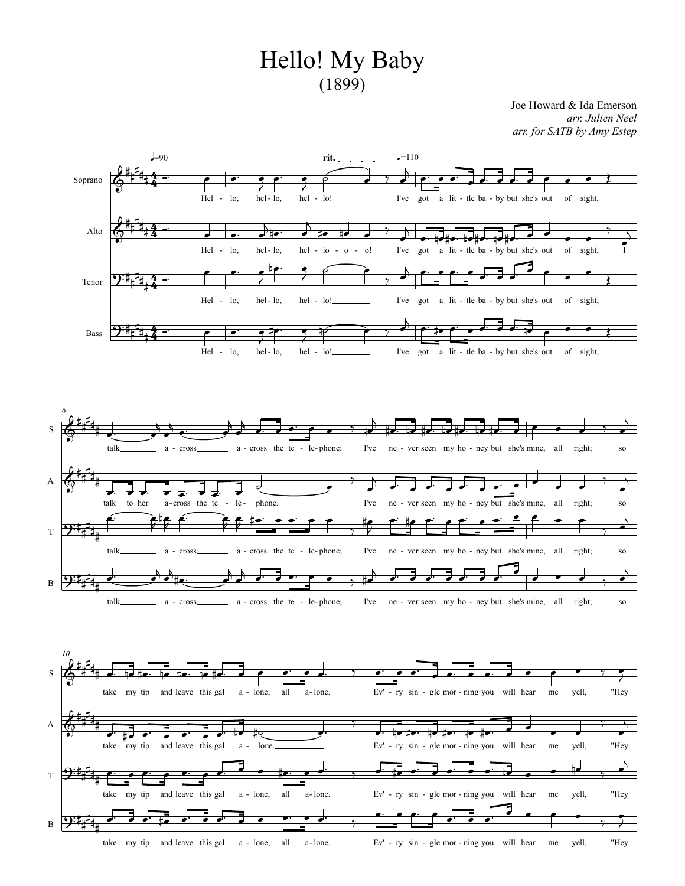# Hello! My Baby

(1899)

Joe Howard & Ida Emerson

*arr. Julien Neel*

*arr. for SATB by Amy Estep*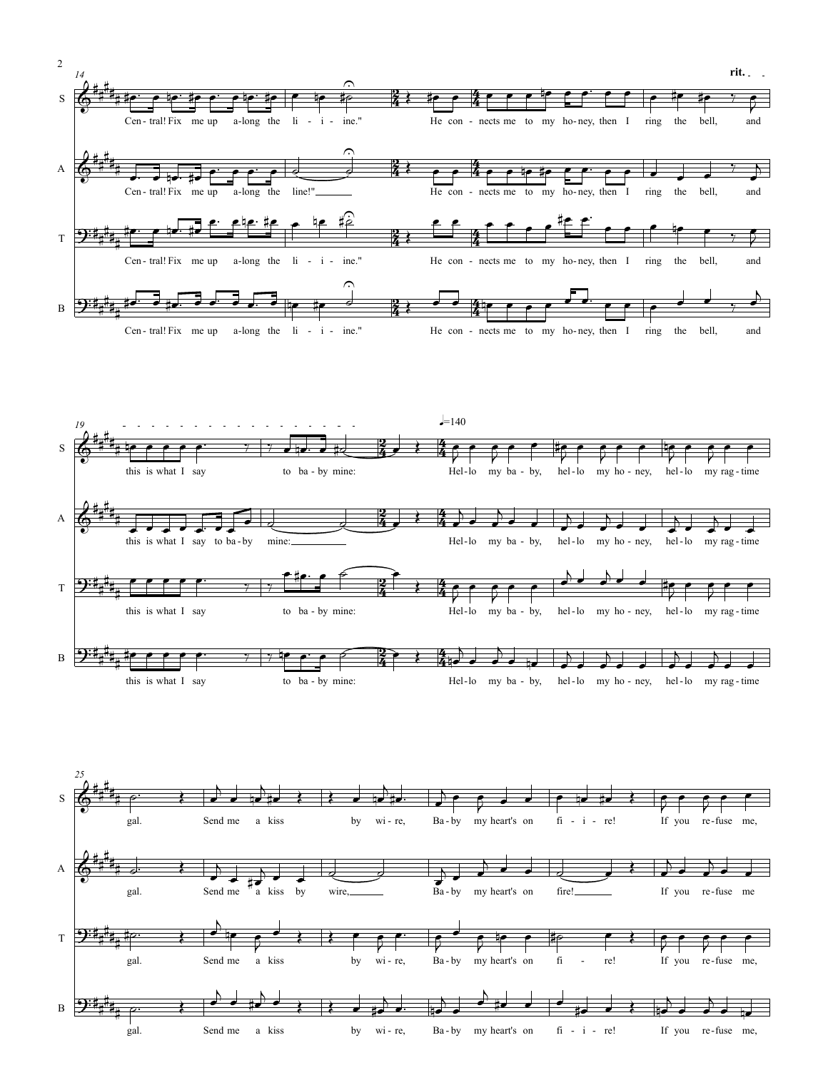**rit.**

S: Cen- tral! Fix me up a-long the li - i - ine." He con - nects me to my ho- ney, then I ring the bell, and this is what I say to ba - by mine:

A: Cen- tral! Fix me up a-long the line!" He con - nects me to my ho- ney, then I ring the bell, and this is what I say to ba - by mine:

T: Cen- tral! Fix me up a-long the li - i - ine." He con - nects me to my ho- ney, then I ring the bell, and this is what I say to ba - by mine:

B: Cen- tral! Fix me up a-long the li - i - ine." He con - nects me to my ho- ney, then I ring the bell, and this is what I say to ba - by mine:

♩=140

S: Hel-lo my ba - by, hel-lo my ho - ney, hel-lo my rag-time gal. Send me a kiss by wi - re, Ba - by my heart's on fi - i - re! If you re-fuse me,

A: Hel-lo my ba - by, hel-lo my ho - ney, hel-lo my rag-time gal. Send me a kiss by wire, Ba - by my heart's on fire! If you re-fuse me

T: Hel-lo my ba - by, hel-lo my ho - ney, hel-lo my rag-time gal. Send me a kiss by wi - re, Ba - by my heart's on fi - re! If you re-fuse me,

B: Hel-lo my ba - by, hel-lo my ho - ney, hel-lo my rag-time gal. Send me a kiss by wi - re, Ba - by my heart's on fi - i - re! If you re-fuse me,